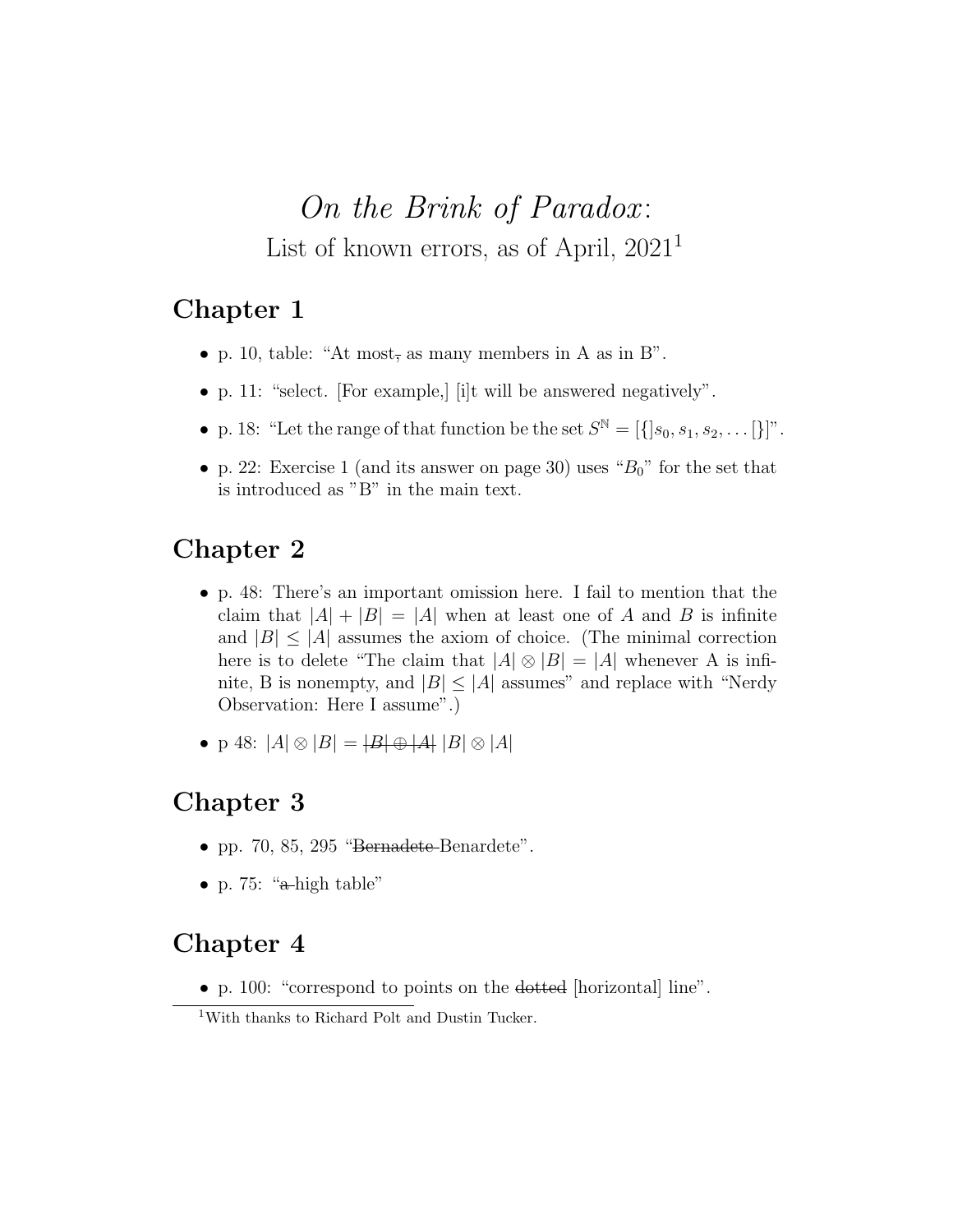# *On the Brink of Paradox*:

List of known errors, as of April, 2021[1]

## Chapter 1

- p. 10, table: "At most~~,~~ as many members in A as in B".
- p. 11: "select. [For example,] [i]t will be answered negatively".
- p. 18: "Let the range of that function be the set $S^{\mathbb{N}} = [\{]s_0, s_1, s_2, \ldots [\}]$".
- p. 22: Exercise 1 (and its answer on page 30) uses "$B_0$" for the set that is introduced as "B" in the main text.

## Chapter 2

- p. 48: There's an important omission here. I fail to mention that the claim that $|A| + |B| = |A|$ when at least one of $A$ and $B$ is infinite and $|B| \leq |A|$ assumes the axiom of choice. (The minimal correction here is to delete "The claim that $|A| \otimes |B| = |A|$ whenever A is infinite, B is nonempty, and $|B| \leq |A|$ assumes" and replace with "Nerdy Observation: Here I assume".)
- p 48: $|A| \otimes |B| =$ ~~$|B| \oplus |A|$~~ $|B| \otimes |A|$

## Chapter 3

- pp. 70, 85, 295 "~~Bernadete~~ Benardete".
- p. 75: "~~a~~ high table"

## Chapter 4

- p. 100: "correspond to points on the ~~dotted~~ [horizontal] line".

[1] With thanks to Richard Polt and Dustin Tucker.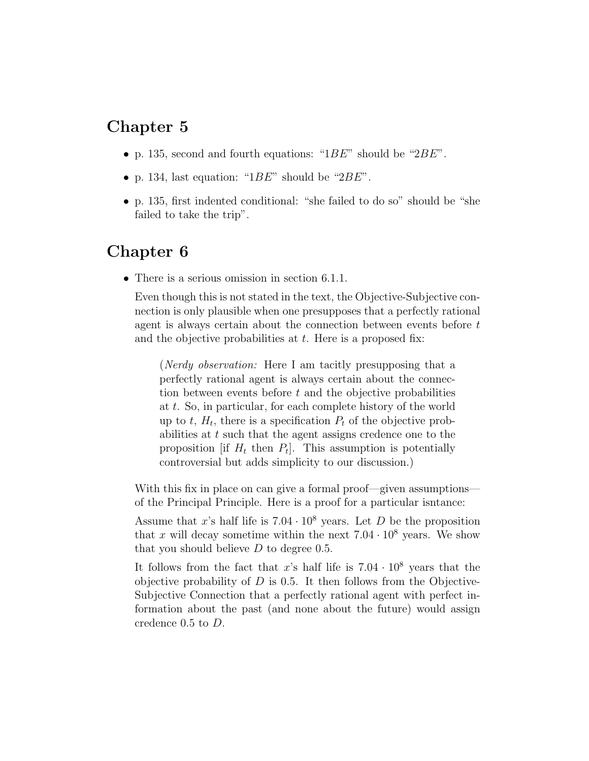# Chapter 5

- p. 135, second and fourth equations: "$1BE$" should be "$2BE$".
- p. 134, last equation: "$1BE$" should be "$2BE$".
- p. 135, first indented conditional: "she failed to do so" should be "she failed to take the trip".

# Chapter 6

- There is a serious omission in section 6.1.1.

  Even though this is not stated in the text, the Objective-Subjective connection is only plausible when one presupposes that a perfectly rational agent is always certain about the connection between events before $t$ and the objective probabilities at $t$. Here is a proposed fix:

  > (*Nerdy observation:* Here I am tacitly presupposing that a perfectly rational agent is always certain about the connection between events before $t$ and the objective probabilities at $t$. So, in particular, for each complete history of the world up to $t$, $H_t$, there is a specification $P_t$ of the objective probabilities at $t$ such that the agent assigns credence one to the proposition [if $H_t$ then $P_t$]. This assumption is potentially controversial but adds simplicity to our discussion.)

  With this fix in place on can give a formal proof—given assumptions—of the Principal Principle. Here is a proof for a particular isntance:

  Assume that $x$'s half life is $7.04 \cdot 10^8$ years. Let $D$ be the proposition that $x$ will decay sometime within the next $7.04 \cdot 10^8$ years. We show that you should believe $D$ to degree 0.5.

  It follows from the fact that $x$'s half life is $7.04 \cdot 10^8$ years that the objective probability of $D$ is 0.5. It then follows from the Objective-Subjective Connection that a perfectly rational agent with perfect information about the past (and none about the future) would assign credence 0.5 to $D$.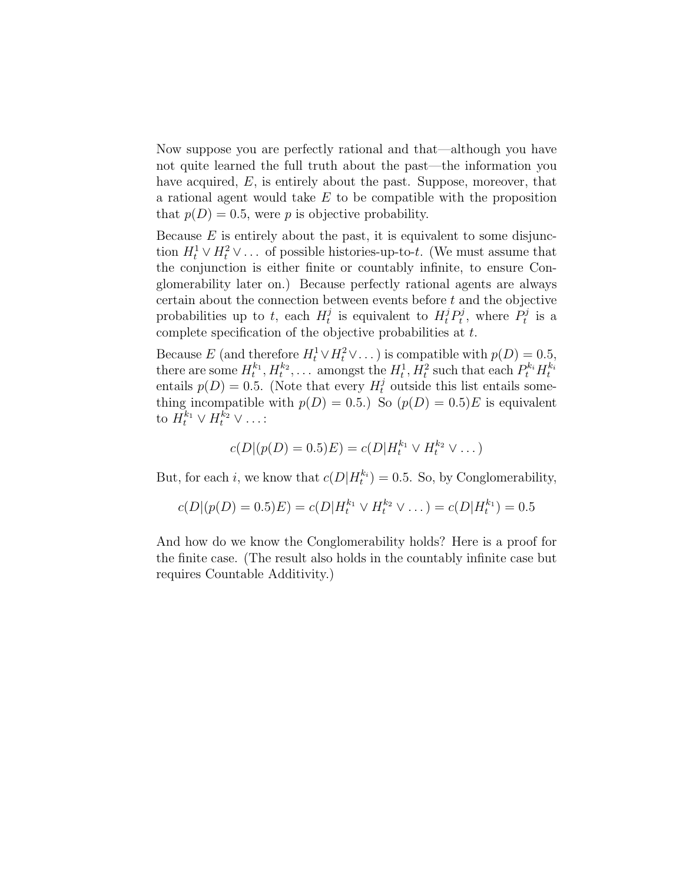Now suppose you are perfectly rational and that—although you have not quite learned the full truth about the past—the information you have acquired, $E$, is entirely about the past. Suppose, moreover, that a rational agent would take $E$ to be compatible with the proposition that $p(D) = 0.5$, were $p$ is objective probability.

Because $E$ is entirely about the past, it is equivalent to some disjunction $H_t^1 \vee H_t^2 \vee \ldots$ of possible histories-up-to-$t$. (We must assume that the conjunction is either finite or countably infinite, to ensure Conglomerability later on.) Because perfectly rational agents are always certain about the connection between events before $t$ and the objective probabilities up to $t$, each $H_t^j$ is equivalent to $H_t^j P_t^j$, where $P_t^j$ is a complete specification of the objective probabilities at $t$.

Because $E$ (and therefore $H_t^1 \vee H_t^2 \vee \ldots$) is compatible with $p(D) = 0.5$, there are some $H_t^{k_1}, H_t^{k_2}, \ldots$ amongst the $H_t^1, H_t^2$ such that each $P_t^{k_i} H_t^{k_i}$ entails $p(D) = 0.5$. (Note that every $H_t^j$ outside this list entails something incompatible with $p(D) = 0.5$.) So $(p(D) = 0.5)E$ is equivalent to $H_t^{k_1} \vee H_t^{k_2} \vee \ldots$:

$$c(D|(p(D) = 0.5)E) = c(D|H_t^{k_1} \vee H_t^{k_2} \vee \ldots)$$

But, for each $i$, we know that $c(D|H_t^{k_i}) = 0.5$. So, by Conglomerability,

$$c(D|(p(D) = 0.5)E) = c(D|H_t^{k_1} \vee H_t^{k_2} \vee \ldots) = c(D|H_t^{k_1}) = 0.5$$

And how do we know the Conglomerability holds? Here is a proof for the finite case. (The result also holds in the countably infinite case but requires Countable Additivity.)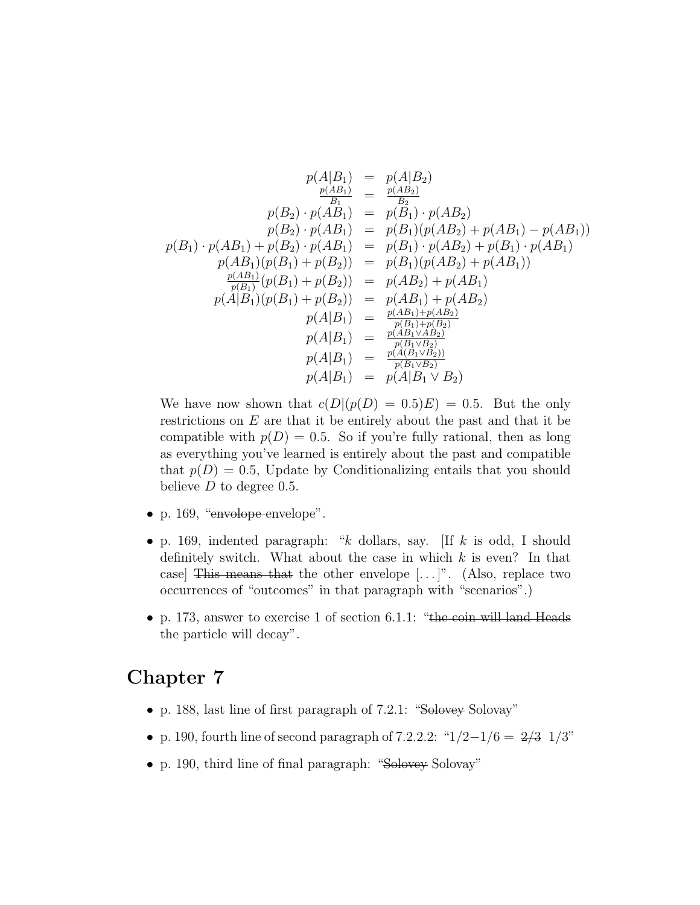$$
\begin{aligned}
p(A|B_1) &= p(A|B_2) \\
\frac{p(AB_1)}{B_1} &= \frac{p(AB_2)}{B_2} \\
p(B_2)\cdot p(AB_1) &= p(B_1)\cdot p(AB_2) \\
p(B_2)\cdot p(AB_1) &= p(B_1)(p(AB_2) + p(AB_1) - p(AB_1)) \\
p(B_1)\cdot p(AB_1) + p(B_2)\cdot p(AB_1) &= p(B_1)\cdot p(AB_2) + p(B_1)\cdot p(AB_1) \\
p(AB_1)(p(B_1) + p(B_2)) &= p(B_1)(p(AB_2) + p(AB_1)) \\
\frac{p(AB_1)}{p(B_1)}(p(B_1) + p(B_2)) &= p(AB_2) + p(AB_1) \\
p(A|B_1)(p(B_1) + p(B_2)) &= p(AB_1) + p(AB_2) \\
p(A|B_1) &= \frac{p(AB_1) + p(AB_2)}{p(B_1) + p(B_2)} \\
p(A|B_1) &= \frac{p(AB_1 \vee AB_2)}{p(B_1 \vee B_2)} \\
p(A|B_1) &= \frac{p(A(B_1 \vee B_2))}{p(B_1 \vee B_2)} \\
p(A|B_1) &= p(A|B_1 \vee B_2)
\end{aligned}
$$

We have now shown that $c(D|(p(D) = 0.5)E) = 0.5$. But the only restrictions on $E$ are that it be entirely about the past and that it be compatible with $p(D) = 0.5$. So if you're fully rational, then as long as everything you've learned is entirely about the past and compatible that $p(D) = 0.5$, Update by Conditionalizing entails that you should believe $D$ to degree 0.5.

- p. 169, "~~envelope~~ envelope".
- p. 169, indented paragraph: "$k$ dollars, say. [If $k$ is odd, I should definitely switch. What about the case in which $k$ is even? In that case] ~~This means that~~ the other envelope [...]". (Also, replace two occurrences of "outcomes" in that paragraph with "scenarios".)
- p. 173, answer to exercise 1 of section 6.1.1: "~~the coin will land Heads~~ the particle will decay".

## Chapter 7

- p. 188, last line of first paragraph of 7.2.1: "~~Solovey~~ Solovay"
- p. 190, fourth line of second paragraph of 7.2.2.2: "$1/2 - 1/6 =$ ~~2/3~~ 1/3"
- p. 190, third line of final paragraph: "~~Solovey~~ Solovay"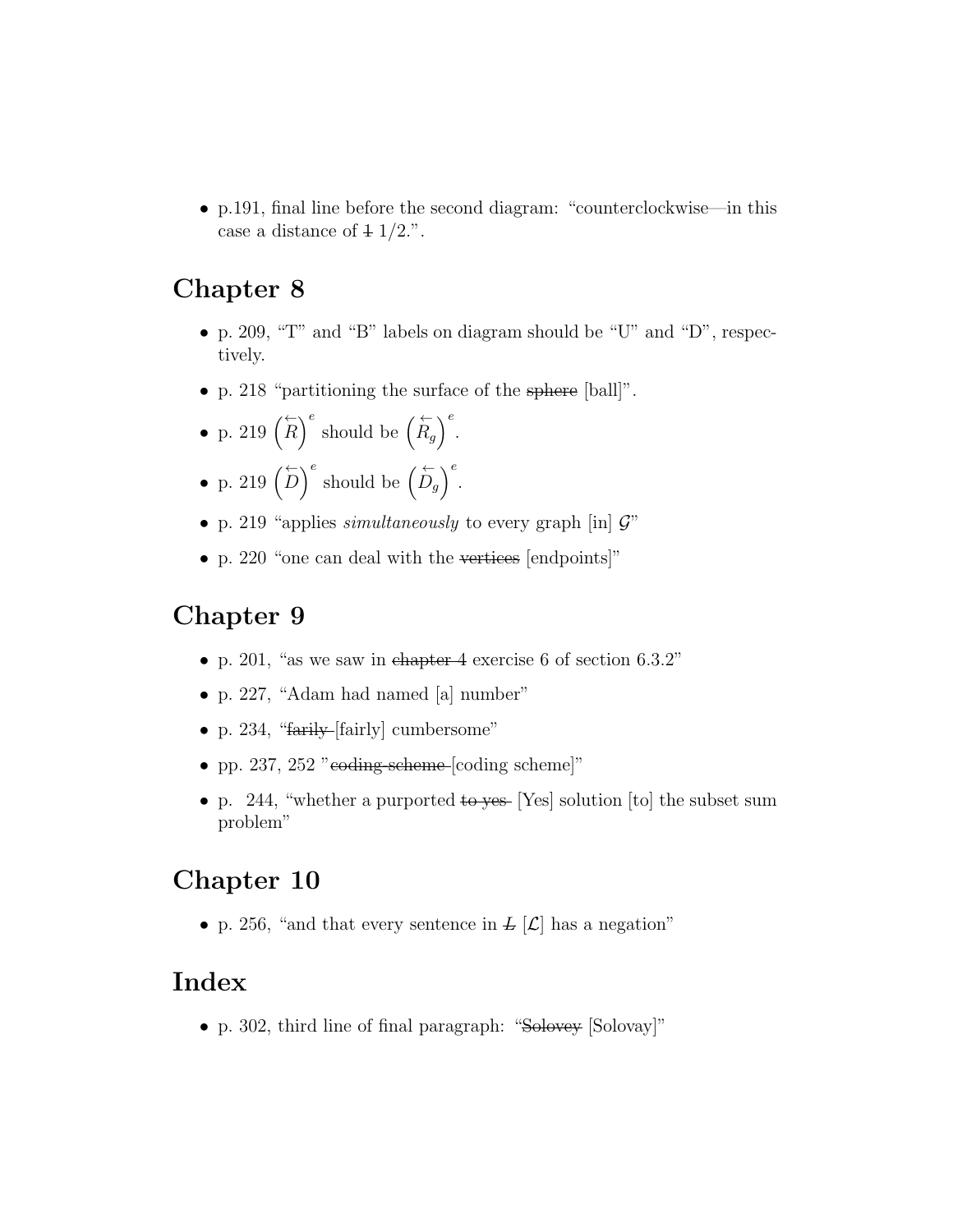- p.191, final line before the second diagram: “counterclockwise—in this case a distance of ~~1~~ 1/2.”.

## Chapter 8

- p. 209, “T” and “B” labels on diagram should be “U” and “D”, respectively.
- p. 218 “partitioning the surface of the ~~sphere~~ [ball]”.
- p. 219 $\left(\overleftarrow{R}\right)^e$ should be $\left(\overleftarrow{R_g}\right)^e$.
- p. 219 $\left(\overleftarrow{D}\right)^e$ should be $\left(\overleftarrow{D_g}\right)^e$.
- p. 219 “applies *simultaneously* to every graph [in] $\mathcal{G}$”
- p. 220 “one can deal with the ~~vertices~~ [endpoints]”

## Chapter 9

- p. 201, “as we saw in ~~chapter 4~~ exercise 6 of section 6.3.2”
- p. 227, “Adam had named [a] number”
- p. 234, “~~farily~~ [fairly] cumbersome”
- pp. 237, 252 ”~~coding-scheme~~ [coding scheme]”
- p. 244, “whether a purported ~~to yes~~ [Yes] solution [to] the subset sum problem”

## Chapter 10

- p. 256, “and that every sentence in ~~$L$~~ [$\mathcal{L}$] has a negation”

## Index

- p. 302, third line of final paragraph: “~~Solovey~~ [Solovay]”